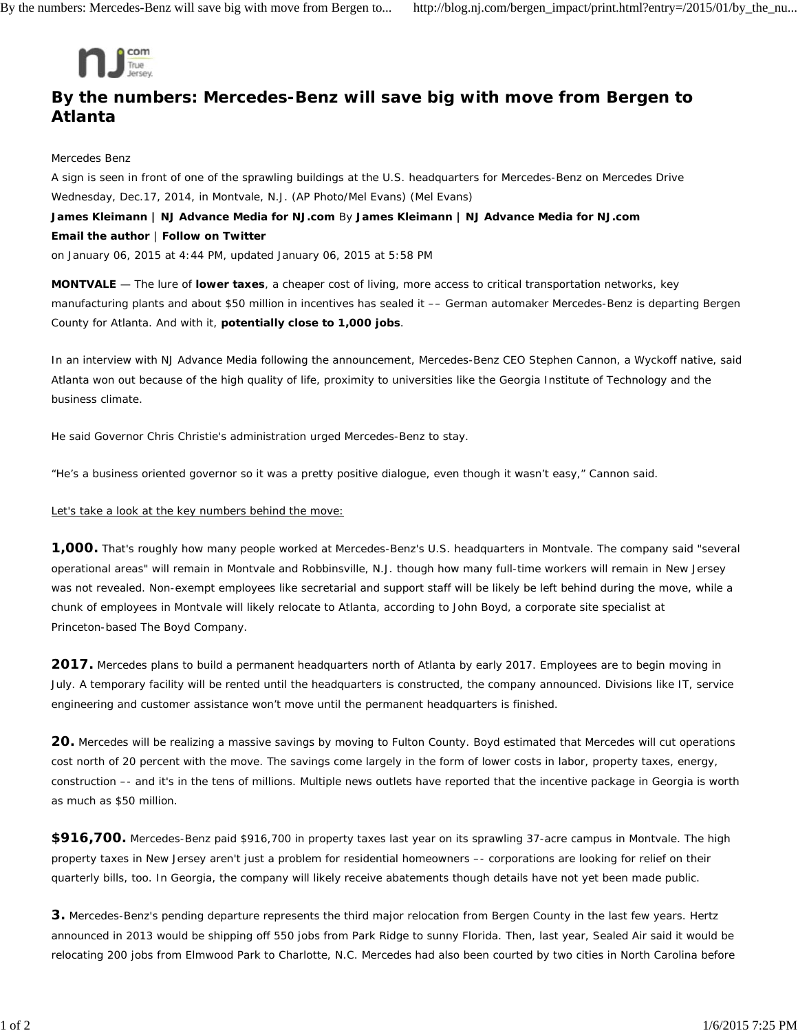# By the numbers: Mercedes-Benz will save big with move from Bergen to Atlanta

Mercedes Benz

A sign is seen in front of one of the sprawling buildings at the U.S. headquarters for Mercedes-Benz on Mercedes Drive Wednesday, Dec.17, 2014, in Montvale, N.J. (AP Photo/Mel Evans) (Mel Evans)

**James Kleimann | NJ Advance Media for NJ.com** By **James Kleimann | NJ Advance Media for NJ.com**

**Email the author** | **Follow on Twitter**

on January 06, 2015 at 4:44 PM, updated January 06, 2015 at 5:58 PM

**MONTVALE** — The lure of **lower taxes**, a cheaper cost of living, more access to critical transportation networks, key manufacturing plants and about $50 million in incentives has sealed it –– German automaker Mercedes-Benz is departing Bergen County for Atlanta. And with it, **potentially close to 1,000 jobs**.

In an interview with NJ Advance Media following the announcement, Mercedes-Benz CEO Stephen Cannon, a Wyckoff native, said Atlanta won out because of the high quality of life, proximity to universities like the Georgia Institute of Technology and the business climate.

He said Governor Chris Christie's administration urged Mercedes-Benz to stay.

“He’s a business oriented governor so it was a pretty positive dialogue, even though it wasn’t easy,” Cannon said.

Let's take a look at the key numbers behind the move:

**1,000.** That's roughly how many people worked at Mercedes-Benz's U.S. headquarters in Montvale. The company said "several operational areas" will remain in Montvale and Robbinsville, N.J. though how many full-time workers will remain in New Jersey was not revealed. Non-exempt employees like secretarial and support staff will be likely be left behind during the move, while a chunk of employees in Montvale will likely relocate to Atlanta, according to John Boyd, a corporate site specialist at Princeton-based The Boyd Company.

**2017.** Mercedes plans to build a permanent headquarters north of Atlanta by early 2017. Employees are to begin moving in July. A temporary facility will be rented until the headquarters is constructed, the company announced. Divisions like IT, service engineering and customer assistance won’t move until the permanent headquarters is finished.

**20.** Mercedes will be realizing a massive savings by moving to Fulton County. Boyd estimated that Mercedes will cut operations cost north of 20 percent with the move. The savings come largely in the form of lower costs in labor, property taxes, energy, construction –- and it's in the tens of millions. Multiple news outlets have reported that the incentive package in Georgia is worth as much as $50 million.

**$916,700.** Mercedes-Benz paid $916,700 in property taxes last year on its sprawling 37-acre campus in Montvale. The high property taxes in New Jersey aren't just a problem for residential homeowners –- corporations are looking for relief on their quarterly bills, too. In Georgia, the company will likely receive abatements though details have not yet been made public.

**3.** Mercedes-Benz's pending departure represents the third major relocation from Bergen County in the last few years. Hertz announced in 2013 would be shipping off 550 jobs from Park Ridge to sunny Florida. Then, last year, Sealed Air said it would be relocating 200 jobs from Elmwood Park to Charlotte, N.C. Mercedes had also been courted by two cities in North Carolina before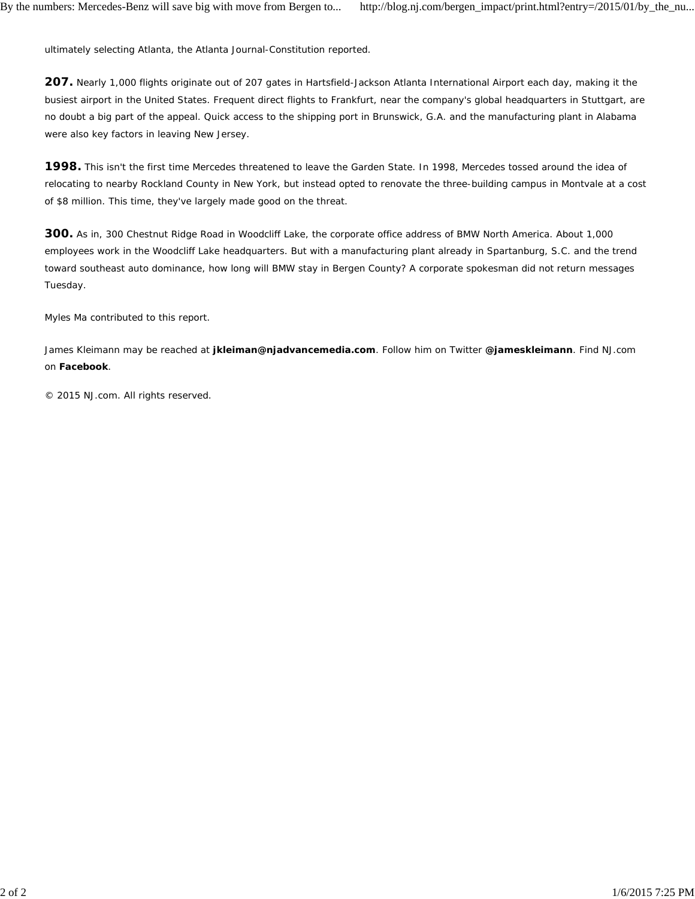ultimately selecting Atlanta, the Atlanta Journal-Constitution reported.

**207.** Nearly 1,000 flights originate out of 207 gates in Hartsfield-Jackson Atlanta International Airport each day, making it the busiest airport in the United States. Frequent direct flights to Frankfurt, near the company's global headquarters in Stuttgart, are no doubt a big part of the appeal. Quick access to the shipping port in Brunswick, G.A. and the manufacturing plant in Alabama were also key factors in leaving New Jersey.

**1998.** This isn't the first time Mercedes threatened to leave the Garden State. In 1998, Mercedes tossed around the idea of relocating to nearby Rockland County in New York, but instead opted to renovate the three-building campus in Montvale at a cost of $8 million. This time, they've largely made good on the threat.

**300.** As in, 300 Chestnut Ridge Road in Woodcliff Lake, the corporate office address of BMW North America. About 1,000 employees work in the Woodcliff Lake headquarters. But with a manufacturing plant already in Spartanburg, S.C. and the trend toward southeast auto dominance, how long will BMW stay in Bergen County? A corporate spokesman did not return messages Tuesday.

Myles Ma contributed to this report.

James Kleimann may be reached at **jkleiman@njadvancemedia.com**. Follow him on Twitter **@jameskleimann**. Find NJ.com on **Facebook**.

© 2015 NJ.com. All rights reserved.